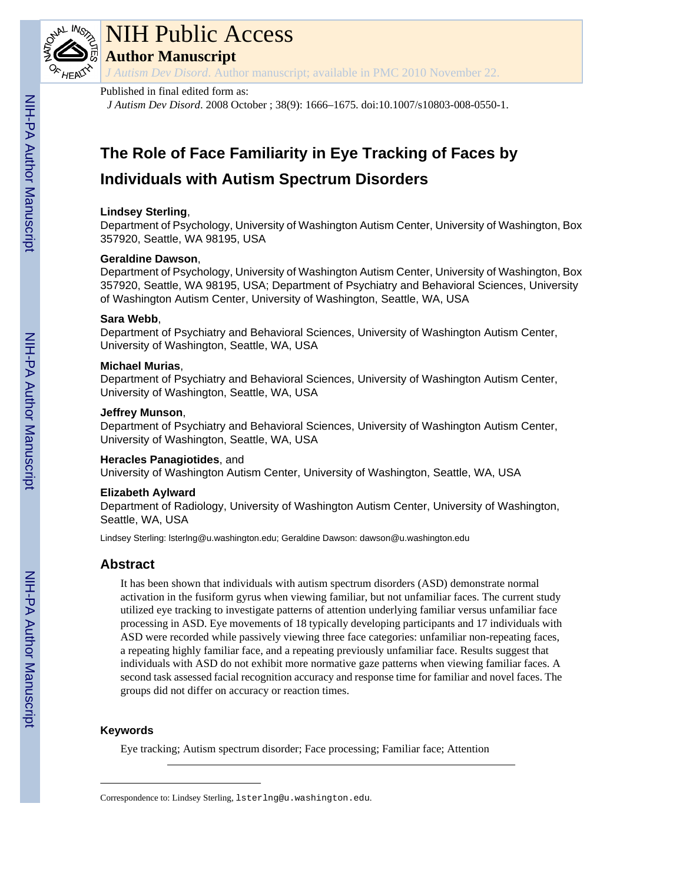Published in final edited form as:

*J Autism Dev Disord*. 2008 October ; 38(9): 1666–1675. doi:10.1007/s10803-008-0550-1.

# The Role of Face Familiarity in Eye Tracking of Faces by Individuals with Autism Spectrum Disorders

**Lindsey Sterling**,
Department of Psychology, University of Washington Autism Center, University of Washington, Box 357920, Seattle, WA 98195, USA

**Geraldine Dawson**,
Department of Psychology, University of Washington Autism Center, University of Washington, Box 357920, Seattle, WA 98195, USA; Department of Psychiatry and Behavioral Sciences, University of Washington Autism Center, University of Washington, Seattle, WA, USA

**Sara Webb**,
Department of Psychiatry and Behavioral Sciences, University of Washington Autism Center, University of Washington, Seattle, WA, USA

**Michael Murias**,
Department of Psychiatry and Behavioral Sciences, University of Washington Autism Center, University of Washington, Seattle, WA, USA

**Jeffrey Munson**,
Department of Psychiatry and Behavioral Sciences, University of Washington Autism Center, University of Washington, Seattle, WA, USA

**Heracles Panagiotides**, and
University of Washington Autism Center, University of Washington, Seattle, WA, USA

**Elizabeth Aylward**
Department of Radiology, University of Washington Autism Center, University of Washington, Seattle, WA, USA

Lindsey Sterling: lsterlng@u.washington.edu; Geraldine Dawson: dawson@u.washington.edu

## Abstract

It has been shown that individuals with autism spectrum disorders (ASD) demonstrate normal activation in the fusiform gyrus when viewing familiar, but not unfamiliar faces. The current study utilized eye tracking to investigate patterns of attention underlying familiar versus unfamiliar face processing in ASD. Eye movements of 18 typically developing participants and 17 individuals with ASD were recorded while passively viewing three face categories: unfamiliar non-repeating faces, a repeating highly familiar face, and a repeating previously unfamiliar face. Results suggest that individuals with ASD do not exhibit more normative gaze patterns when viewing familiar faces. A second task assessed facial recognition accuracy and response time for familiar and novel faces. The groups did not differ on accuracy or reaction times.

### Keywords

Eye tracking; Autism spectrum disorder; Face processing; Familiar face; Attention

---

Correspondence to: Lindsey Sterling, lsterlng@u.washington.edu.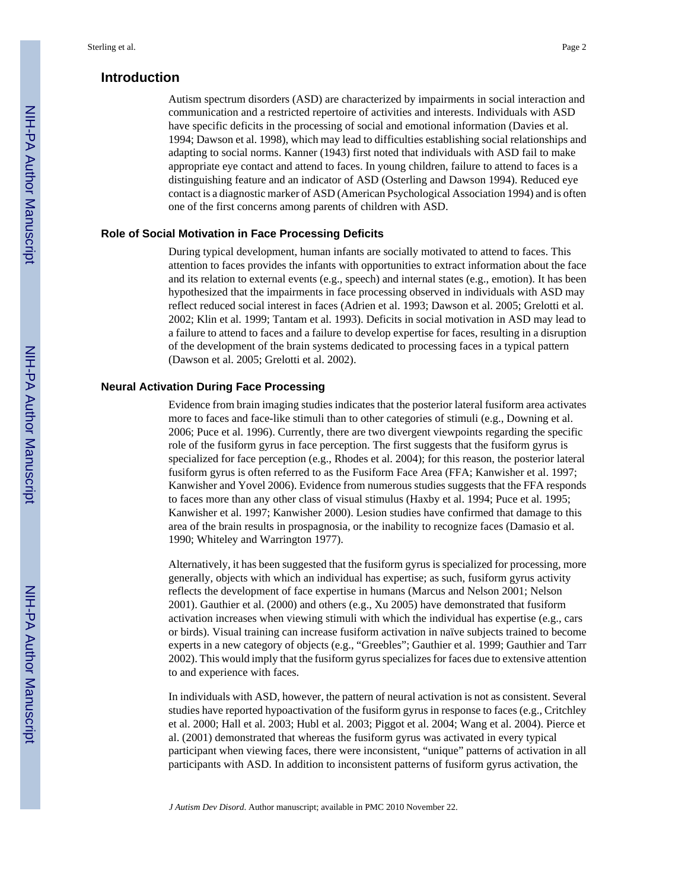## Introduction

Autism spectrum disorders (ASD) are characterized by impairments in social interaction and communication and a restricted repertoire of activities and interests. Individuals with ASD have specific deficits in the processing of social and emotional information (Davies et al. 1994; Dawson et al. 1998), which may lead to difficulties establishing social relationships and adapting to social norms. Kanner (1943) first noted that individuals with ASD fail to make appropriate eye contact and attend to faces. In young children, failure to attend to faces is a distinguishing feature and an indicator of ASD (Osterling and Dawson 1994). Reduced eye contact is a diagnostic marker of ASD (American Psychological Association 1994) and is often one of the first concerns among parents of children with ASD.

### Role of Social Motivation in Face Processing Deficits

During typical development, human infants are socially motivated to attend to faces. This attention to faces provides the infants with opportunities to extract information about the face and its relation to external events (e.g., speech) and internal states (e.g., emotion). It has been hypothesized that the impairments in face processing observed in individuals with ASD may reflect reduced social interest in faces (Adrien et al. 1993; Dawson et al. 2005; Grelotti et al. 2002; Klin et al. 1999; Tantam et al. 1993). Deficits in social motivation in ASD may lead to a failure to attend to faces and a failure to develop expertise for faces, resulting in a disruption of the development of the brain systems dedicated to processing faces in a typical pattern (Dawson et al. 2005; Grelotti et al. 2002).

### Neural Activation During Face Processing

Evidence from brain imaging studies indicates that the posterior lateral fusiform area activates more to faces and face-like stimuli than to other categories of stimuli (e.g., Downing et al. 2006; Puce et al. 1996). Currently, there are two divergent viewpoints regarding the specific role of the fusiform gyrus in face perception. The first suggests that the fusiform gyrus is specialized for face perception (e.g., Rhodes et al. 2004); for this reason, the posterior lateral fusiform gyrus is often referred to as the Fusiform Face Area (FFA; Kanwisher et al. 1997; Kanwisher and Yovel 2006). Evidence from numerous studies suggests that the FFA responds to faces more than any other class of visual stimulus (Haxby et al. 1994; Puce et al. 1995; Kanwisher et al. 1997; Kanwisher 2000). Lesion studies have confirmed that damage to this area of the brain results in prospagnosia, or the inability to recognize faces (Damasio et al. 1990; Whiteley and Warrington 1977).

Alternatively, it has been suggested that the fusiform gyrus is specialized for processing, more generally, objects with which an individual has expertise; as such, fusiform gyrus activity reflects the development of face expertise in humans (Marcus and Nelson 2001; Nelson 2001). Gauthier et al. (2000) and others (e.g., Xu 2005) have demonstrated that fusiform activation increases when viewing stimuli with which the individual has expertise (e.g., cars or birds). Visual training can increase fusiform activation in naïve subjects trained to become experts in a new category of objects (e.g., "Greebles"; Gauthier et al. 1999; Gauthier and Tarr 2002). This would imply that the fusiform gyrus specializes for faces due to extensive attention to and experience with faces.

In individuals with ASD, however, the pattern of neural activation is not as consistent. Several studies have reported hypoactivation of the fusiform gyrus in response to faces (e.g., Critchley et al. 2000; Hall et al. 2003; Hubl et al. 2003; Piggot et al. 2004; Wang et al. 2004). Pierce et al. (2001) demonstrated that whereas the fusiform gyrus was activated in every typical participant when viewing faces, there were inconsistent, "unique" patterns of activation in all participants with ASD. In addition to inconsistent patterns of fusiform gyrus activation, the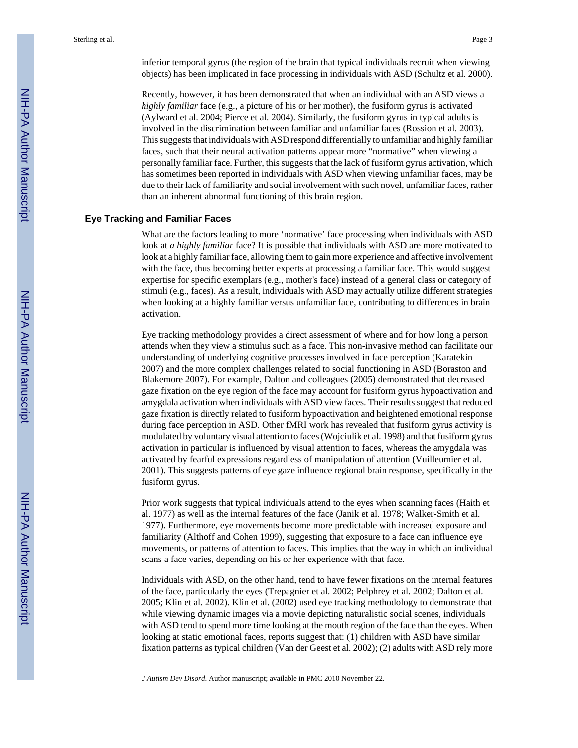inferior temporal gyrus (the region of the brain that typical individuals recruit when viewing objects) has been implicated in face processing in individuals with ASD (Schultz et al. 2000).

Recently, however, it has been demonstrated that when an individual with an ASD views a *highly familiar* face (e.g., a picture of his or her mother), the fusiform gyrus is activated (Aylward et al. 2004; Pierce et al. 2004). Similarly, the fusiform gyrus in typical adults is involved in the discrimination between familiar and unfamiliar faces (Rossion et al. 2003). This suggests that individuals with ASD respond differentially to unfamiliar and highly familiar faces, such that their neural activation patterns appear more "normative" when viewing a personally familiar face. Further, this suggests that the lack of fusiform gyrus activation, which has sometimes been reported in individuals with ASD when viewing unfamiliar faces, may be due to their lack of familiarity and social involvement with such novel, unfamiliar faces, rather than an inherent abnormal functioning of this brain region.

## Eye Tracking and Familiar Faces

What are the factors leading to more 'normative' face processing when individuals with ASD look at *a highly familiar* face? It is possible that individuals with ASD are more motivated to look at a highly familiar face, allowing them to gain more experience and affective involvement with the face, thus becoming better experts at processing a familiar face. This would suggest expertise for specific exemplars (e.g., mother's face) instead of a general class or category of stimuli (e.g., faces). As a result, individuals with ASD may actually utilize different strategies when looking at a highly familiar versus unfamiliar face, contributing to differences in brain activation.

Eye tracking methodology provides a direct assessment of where and for how long a person attends when they view a stimulus such as a face. This non-invasive method can facilitate our understanding of underlying cognitive processes involved in face perception (Karatekin 2007) and the more complex challenges related to social functioning in ASD (Boraston and Blakemore 2007). For example, Dalton and colleagues (2005) demonstrated that decreased gaze fixation on the eye region of the face may account for fusiform gyrus hypoactivation and amygdala activation when individuals with ASD view faces. Their results suggest that reduced gaze fixation is directly related to fusiform hypoactivation and heightened emotional response during face perception in ASD. Other fMRI work has revealed that fusiform gyrus activity is modulated by voluntary visual attention to faces (Wojciulik et al. 1998) and that fusiform gyrus activation in particular is influenced by visual attention to faces, whereas the amygdala was activated by fearful expressions regardless of manipulation of attention (Vuilleumier et al. 2001). This suggests patterns of eye gaze influence regional brain response, specifically in the fusiform gyrus.

Prior work suggests that typical individuals attend to the eyes when scanning faces (Haith et al. 1977) as well as the internal features of the face (Janik et al. 1978; Walker-Smith et al. 1977). Furthermore, eye movements become more predictable with increased exposure and familiarity (Althoff and Cohen 1999), suggesting that exposure to a face can influence eye movements, or patterns of attention to faces. This implies that the way in which an individual scans a face varies, depending on his or her experience with that face.

Individuals with ASD, on the other hand, tend to have fewer fixations on the internal features of the face, particularly the eyes (Trepagnier et al. 2002; Pelphrey et al. 2002; Dalton et al. 2005; Klin et al. 2002). Klin et al. (2002) used eye tracking methodology to demonstrate that while viewing dynamic images via a movie depicting naturalistic social scenes, individuals with ASD tend to spend more time looking at the mouth region of the face than the eyes. When looking at static emotional faces, reports suggest that: (1) children with ASD have similar fixation patterns as typical children (Van der Geest et al. 2002); (2) adults with ASD rely more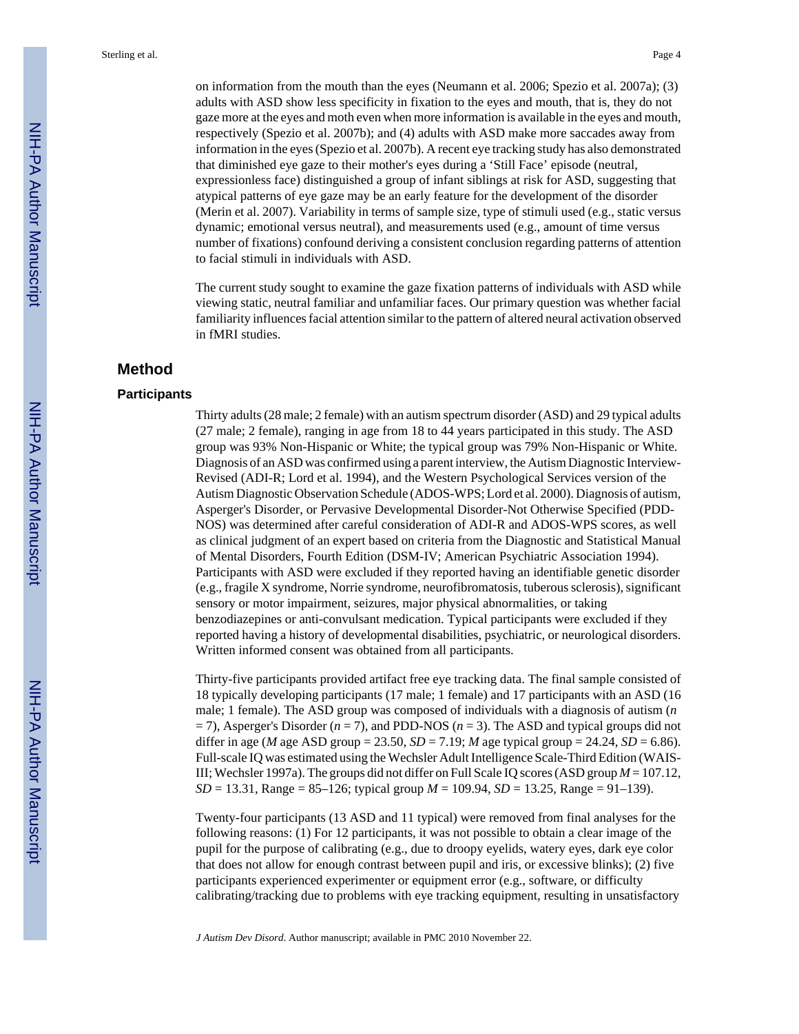on information from the mouth than the eyes (Neumann et al. 2006; Spezio et al. 2007a); (3) adults with ASD show less specificity in fixation to the eyes and mouth, that is, they do not gaze more at the eyes and moth even when more information is available in the eyes and mouth, respectively (Spezio et al. 2007b); and (4) adults with ASD make more saccades away from information in the eyes (Spezio et al. 2007b). A recent eye tracking study has also demonstrated that diminished eye gaze to their mother's eyes during a 'Still Face' episode (neutral, expressionless face) distinguished a group of infant siblings at risk for ASD, suggesting that atypical patterns of eye gaze may be an early feature for the development of the disorder (Merin et al. 2007). Variability in terms of sample size, type of stimuli used (e.g., static versus dynamic; emotional versus neutral), and measurements used (e.g., amount of time versus number of fixations) confound deriving a consistent conclusion regarding patterns of attention to facial stimuli in individuals with ASD.

The current study sought to examine the gaze fixation patterns of individuals with ASD while viewing static, neutral familiar and unfamiliar faces. Our primary question was whether facial familiarity influences facial attention similar to the pattern of altered neural activation observed in fMRI studies.

## Method

### Participants

Thirty adults (28 male; 2 female) with an autism spectrum disorder (ASD) and 29 typical adults (27 male; 2 female), ranging in age from 18 to 44 years participated in this study. The ASD group was 93% Non-Hispanic or White; the typical group was 79% Non-Hispanic or White. Diagnosis of an ASD was confirmed using a parent interview, the Autism Diagnostic Interview-Revised (ADI-R; Lord et al. 1994), and the Western Psychological Services version of the Autism Diagnostic Observation Schedule (ADOS-WPS; Lord et al. 2000). Diagnosis of autism, Asperger's Disorder, or Pervasive Developmental Disorder-Not Otherwise Specified (PDD-NOS) was determined after careful consideration of ADI-R and ADOS-WPS scores, as well as clinical judgment of an expert based on criteria from the Diagnostic and Statistical Manual of Mental Disorders, Fourth Edition (DSM-IV; American Psychiatric Association 1994). Participants with ASD were excluded if they reported having an identifiable genetic disorder (e.g., fragile X syndrome, Norrie syndrome, neurofibromatosis, tuberous sclerosis), significant sensory or motor impairment, seizures, major physical abnormalities, or taking benzodiazepines or anti-convulsant medication. Typical participants were excluded if they reported having a history of developmental disabilities, psychiatric, or neurological disorders. Written informed consent was obtained from all participants.

Thirty-five participants provided artifact free eye tracking data. The final sample consisted of 18 typically developing participants (17 male; 1 female) and 17 participants with an ASD (16 male; 1 female). The ASD group was composed of individuals with a diagnosis of autism ($n = 7$), Asperger's Disorder ($n = 7$), and PDD-NOS ($n = 3$). The ASD and typical groups did not differ in age ($M$ age ASD group = 23.50, $SD = 7.19$; $M$ age typical group = 24.24, $SD = 6.86$). Full-scale IQ was estimated using the Wechsler Adult Intelligence Scale-Third Edition (WAIS-III; Wechsler 1997a). The groups did not differ on Full Scale IQ scores (ASD group $M = 107.12$, $SD = 13.31$, Range = 85–126; typical group $M = 109.94$, $SD = 13.25$, Range = 91–139).

Twenty-four participants (13 ASD and 11 typical) were removed from final analyses for the following reasons: (1) For 12 participants, it was not possible to obtain a clear image of the pupil for the purpose of calibrating (e.g., due to droopy eyelids, watery eyes, dark eye color that does not allow for enough contrast between pupil and iris, or excessive blinks); (2) five participants experienced experimenter or equipment error (e.g., software, or difficulty calibrating/tracking due to problems with eye tracking equipment, resulting in unsatisfactory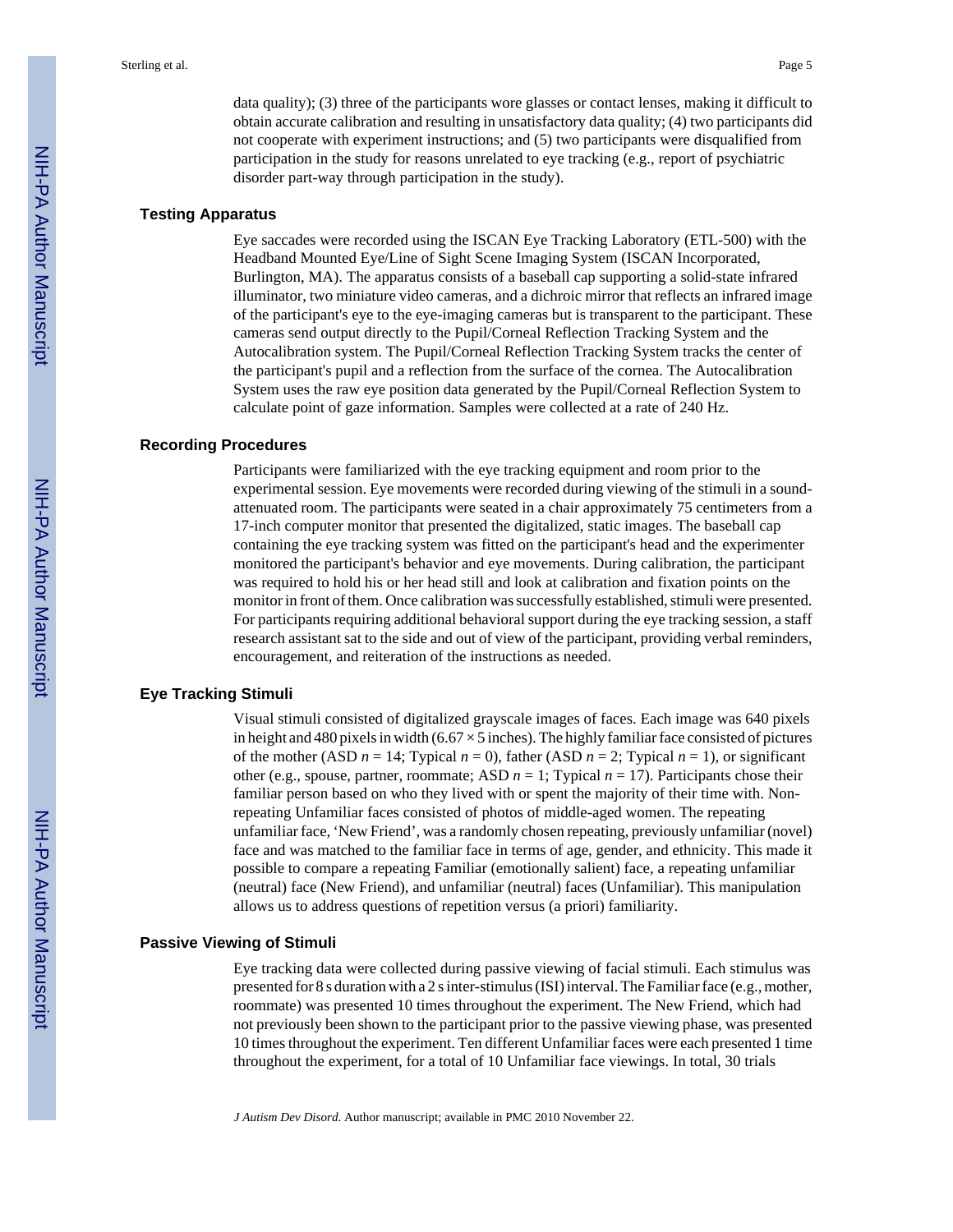data quality); (3) three of the participants wore glasses or contact lenses, making it difficult to obtain accurate calibration and resulting in unsatisfactory data quality; (4) two participants did not cooperate with experiment instructions; and (5) two participants were disqualified from participation in the study for reasons unrelated to eye tracking (e.g., report of psychiatric disorder part-way through participation in the study).

### Testing Apparatus

Eye saccades were recorded using the ISCAN Eye Tracking Laboratory (ETL-500) with the Headband Mounted Eye/Line of Sight Scene Imaging System (ISCAN Incorporated, Burlington, MA). The apparatus consists of a baseball cap supporting a solid-state infrared illuminator, two miniature video cameras, and a dichroic mirror that reflects an infrared image of the participant's eye to the eye-imaging cameras but is transparent to the participant. These cameras send output directly to the Pupil/Corneal Reflection Tracking System and the Autocalibration system. The Pupil/Corneal Reflection Tracking System tracks the center of the participant's pupil and a reflection from the surface of the cornea. The Autocalibration System uses the raw eye position data generated by the Pupil/Corneal Reflection System to calculate point of gaze information. Samples were collected at a rate of 240 Hz.

### Recording Procedures

Participants were familiarized with the eye tracking equipment and room prior to the experimental session. Eye movements were recorded during viewing of the stimuli in a sound-attenuated room. The participants were seated in a chair approximately 75 centimeters from a 17-inch computer monitor that presented the digitalized, static images. The baseball cap containing the eye tracking system was fitted on the participant's head and the experimenter monitored the participant's behavior and eye movements. During calibration, the participant was required to hold his or her head still and look at calibration and fixation points on the monitor in front of them. Once calibration was successfully established, stimuli were presented. For participants requiring additional behavioral support during the eye tracking session, a staff research assistant sat to the side and out of view of the participant, providing verbal reminders, encouragement, and reiteration of the instructions as needed.

### Eye Tracking Stimuli

Visual stimuli consisted of digitalized grayscale images of faces. Each image was 640 pixels in height and 480 pixels in width ($6.67 \times 5$ inches). The highly familiar face consisted of pictures of the mother (ASD $n = 14$; Typical $n = 0$), father (ASD $n = 2$; Typical $n = 1$), or significant other (e.g., spouse, partner, roommate; ASD $n = 1$; Typical $n = 17$). Participants chose their familiar person based on who they lived with or spent the majority of their time with. Non-repeating Unfamiliar faces consisted of photos of middle-aged women. The repeating unfamiliar face, 'New Friend', was a randomly chosen repeating, previously unfamiliar (novel) face and was matched to the familiar face in terms of age, gender, and ethnicity. This made it possible to compare a repeating Familiar (emotionally salient) face, a repeating unfamiliar (neutral) face (New Friend), and unfamiliar (neutral) faces (Unfamiliar). This manipulation allows us to address questions of repetition versus (a priori) familiarity.

### Passive Viewing of Stimuli

Eye tracking data were collected during passive viewing of facial stimuli. Each stimulus was presented for 8 s duration with a 2 s inter-stimulus (ISI) interval. The Familiar face (e.g., mother, roommate) was presented 10 times throughout the experiment. The New Friend, which had not previously been shown to the participant prior to the passive viewing phase, was presented 10 times throughout the experiment. Ten different Unfamiliar faces were each presented 1 time throughout the experiment, for a total of 10 Unfamiliar face viewings. In total, 30 trials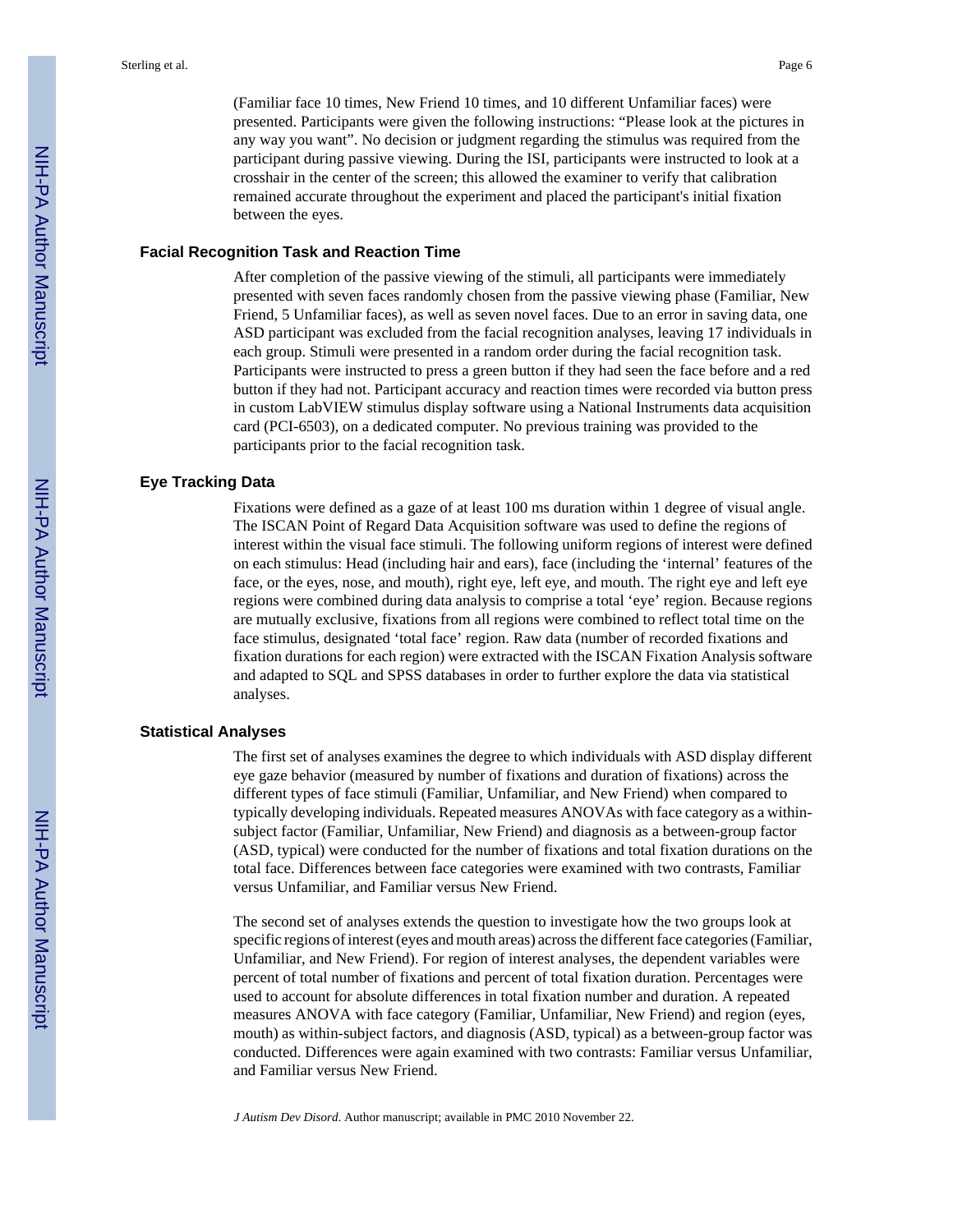(Familiar face 10 times, New Friend 10 times, and 10 different Unfamiliar faces) were presented. Participants were given the following instructions: "Please look at the pictures in any way you want". No decision or judgment regarding the stimulus was required from the participant during passive viewing. During the ISI, participants were instructed to look at a crosshair in the center of the screen; this allowed the examiner to verify that calibration remained accurate throughout the experiment and placed the participant's initial fixation between the eyes.

### Facial Recognition Task and Reaction Time

After completion of the passive viewing of the stimuli, all participants were immediately presented with seven faces randomly chosen from the passive viewing phase (Familiar, New Friend, 5 Unfamiliar faces), as well as seven novel faces. Due to an error in saving data, one ASD participant was excluded from the facial recognition analyses, leaving 17 individuals in each group. Stimuli were presented in a random order during the facial recognition task. Participants were instructed to press a green button if they had seen the face before and a red button if they had not. Participant accuracy and reaction times were recorded via button press in custom LabVIEW stimulus display software using a National Instruments data acquisition card (PCI-6503), on a dedicated computer. No previous training was provided to the participants prior to the facial recognition task.

### Eye Tracking Data

Fixations were defined as a gaze of at least 100 ms duration within 1 degree of visual angle. The ISCAN Point of Regard Data Acquisition software was used to define the regions of interest within the visual face stimuli. The following uniform regions of interest were defined on each stimulus: Head (including hair and ears), face (including the 'internal' features of the face, or the eyes, nose, and mouth), right eye, left eye, and mouth. The right eye and left eye regions were combined during data analysis to comprise a total 'eye' region. Because regions are mutually exclusive, fixations from all regions were combined to reflect total time on the face stimulus, designated 'total face' region. Raw data (number of recorded fixations and fixation durations for each region) were extracted with the ISCAN Fixation Analysis software and adapted to SQL and SPSS databases in order to further explore the data via statistical analyses.

### Statistical Analyses

The first set of analyses examines the degree to which individuals with ASD display different eye gaze behavior (measured by number of fixations and duration of fixations) across the different types of face stimuli (Familiar, Unfamiliar, and New Friend) when compared to typically developing individuals. Repeated measures ANOVAs with face category as a within-subject factor (Familiar, Unfamiliar, New Friend) and diagnosis as a between-group factor (ASD, typical) were conducted for the number of fixations and total fixation durations on the total face. Differences between face categories were examined with two contrasts, Familiar versus Unfamiliar, and Familiar versus New Friend.

The second set of analyses extends the question to investigate how the two groups look at specific regions of interest (eyes and mouth areas) across the different face categories (Familiar, Unfamiliar, and New Friend). For region of interest analyses, the dependent variables were percent of total number of fixations and percent of total fixation duration. Percentages were used to account for absolute differences in total fixation number and duration. A repeated measures ANOVA with face category (Familiar, Unfamiliar, New Friend) and region (eyes, mouth) as within-subject factors, and diagnosis (ASD, typical) as a between-group factor was conducted. Differences were again examined with two contrasts: Familiar versus Unfamiliar, and Familiar versus New Friend.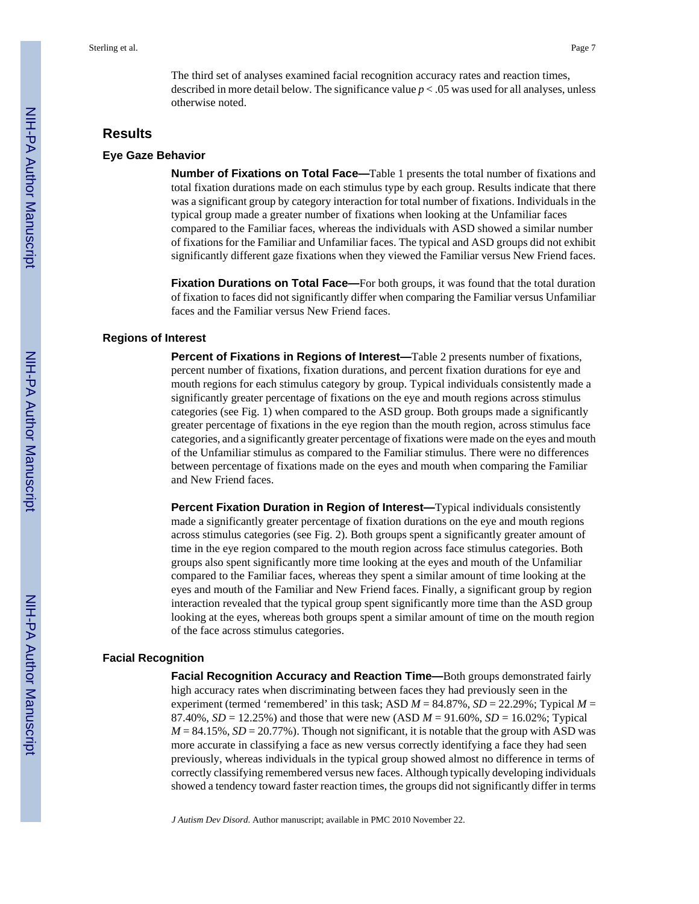The third set of analyses examined facial recognition accuracy rates and reaction times, described in more detail below. The significance value $p < .05$ was used for all analyses, unless otherwise noted.

## Results

### Eye Gaze Behavior

**Number of Fixations on Total Face—**Table 1 presents the total number of fixations and total fixation durations made on each stimulus type by each group. Results indicate that there was a significant group by category interaction for total number of fixations. Individuals in the typical group made a greater number of fixations when looking at the Unfamiliar faces compared to the Familiar faces, whereas the individuals with ASD showed a similar number of fixations for the Familiar and Unfamiliar faces. The typical and ASD groups did not exhibit significantly different gaze fixations when they viewed the Familiar versus New Friend faces.

**Fixation Durations on Total Face—**For both groups, it was found that the total duration of fixation to faces did not significantly differ when comparing the Familiar versus Unfamiliar faces and the Familiar versus New Friend faces.

### Regions of Interest

**Percent of Fixations in Regions of Interest—**Table 2 presents number of fixations, percent number of fixations, fixation durations, and percent fixation durations for eye and mouth regions for each stimulus category by group. Typical individuals consistently made a significantly greater percentage of fixations on the eye and mouth regions across stimulus categories (see Fig. 1) when compared to the ASD group. Both groups made a significantly greater percentage of fixations in the eye region than the mouth region, across stimulus face categories, and a significantly greater percentage of fixations were made on the eyes and mouth of the Unfamiliar stimulus as compared to the Familiar stimulus. There were no differences between percentage of fixations made on the eyes and mouth when comparing the Familiar and New Friend faces.

**Percent Fixation Duration in Region of Interest—**Typical individuals consistently made a significantly greater percentage of fixation durations on the eye and mouth regions across stimulus categories (see Fig. 2). Both groups spent a significantly greater amount of time in the eye region compared to the mouth region across face stimulus categories. Both groups also spent significantly more time looking at the eyes and mouth of the Unfamiliar compared to the Familiar faces, whereas they spent a similar amount of time looking at the eyes and mouth of the Familiar and New Friend faces. Finally, a significant group by region interaction revealed that the typical group spent significantly more time than the ASD group looking at the eyes, whereas both groups spent a similar amount of time on the mouth region of the face across stimulus categories.

### Facial Recognition

**Facial Recognition Accuracy and Reaction Time—**Both groups demonstrated fairly high accuracy rates when discriminating between faces they had previously seen in the experiment (termed 'remembered' in this task; ASD $M = 84.87\%$, $SD = 22.29\%$; Typical $M = 87.40\%$, $SD = 12.25\%$) and those that were new (ASD $M = 91.60\%$, $SD = 16.02\%$; Typical $M = 84.15\%$, $SD = 20.77\%$). Though not significant, it is notable that the group with ASD was more accurate in classifying a face as new versus correctly identifying a face they had seen previously, whereas individuals in the typical group showed almost no difference in terms of correctly classifying remembered versus new faces. Although typically developing individuals showed a tendency toward faster reaction times, the groups did not significantly differ in terms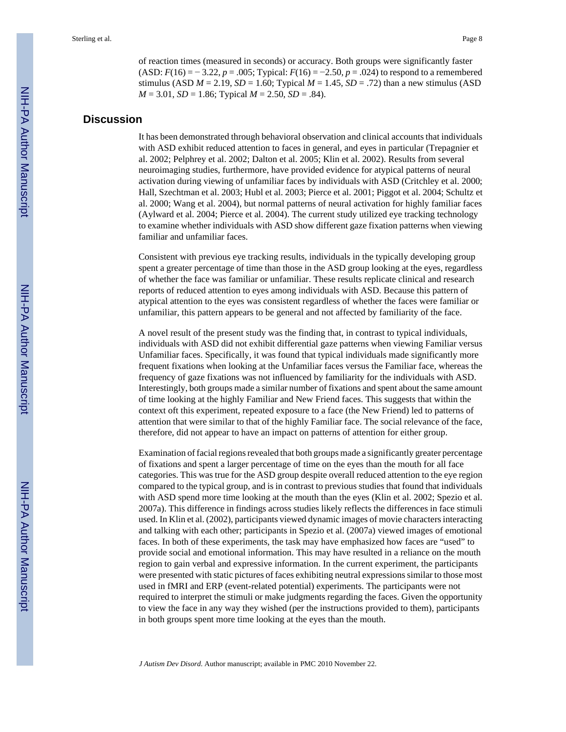of reaction times (measured in seconds) or accuracy. Both groups were significantly faster (ASD: $F(16) = -3.22$, $p = .005$; Typical: $F(16) = -2.50$, $p = .024$) to respond to a remembered stimulus (ASD $M = 2.19$, $SD = 1.60$; Typical $M = 1.45$, $SD = .72$) than a new stimulus (ASD $M = 3.01$, $SD = 1.86$; Typical $M = 2.50$, $SD = .84$).

## Discussion

It has been demonstrated through behavioral observation and clinical accounts that individuals with ASD exhibit reduced attention to faces in general, and eyes in particular (Trepagnier et al. 2002; Pelphrey et al. 2002; Dalton et al. 2005; Klin et al. 2002). Results from several neuroimaging studies, furthermore, have provided evidence for atypical patterns of neural activation during viewing of unfamiliar faces by individuals with ASD (Critchley et al. 2000; Hall, Szechtman et al. 2003; Hubl et al. 2003; Pierce et al. 2001; Piggot et al. 2004; Schultz et al. 2000; Wang et al. 2004), but normal patterns of neural activation for highly familiar faces (Aylward et al. 2004; Pierce et al. 2004). The current study utilized eye tracking technology to examine whether individuals with ASD show different gaze fixation patterns when viewing familiar and unfamiliar faces.

Consistent with previous eye tracking results, individuals in the typically developing group spent a greater percentage of time than those in the ASD group looking at the eyes, regardless of whether the face was familiar or unfamiliar. These results replicate clinical and research reports of reduced attention to eyes among individuals with ASD. Because this pattern of atypical attention to the eyes was consistent regardless of whether the faces were familiar or unfamiliar, this pattern appears to be general and not affected by familiarity of the face.

A novel result of the present study was the finding that, in contrast to typical individuals, individuals with ASD did not exhibit differential gaze patterns when viewing Familiar versus Unfamiliar faces. Specifically, it was found that typical individuals made significantly more frequent fixations when looking at the Unfamiliar faces versus the Familiar face, whereas the frequency of gaze fixations was not influenced by familiarity for the individuals with ASD. Interestingly, both groups made a similar number of fixations and spent about the same amount of time looking at the highly Familiar and New Friend faces. This suggests that within the context oft this experiment, repeated exposure to a face (the New Friend) led to patterns of attention that were similar to that of the highly Familiar face. The social relevance of the face, therefore, did not appear to have an impact on patterns of attention for either group.

Examination of facial regions revealed that both groups made a significantly greater percentage of fixations and spent a larger percentage of time on the eyes than the mouth for all face categories. This was true for the ASD group despite overall reduced attention to the eye region compared to the typical group, and is in contrast to previous studies that found that individuals with ASD spend more time looking at the mouth than the eyes (Klin et al. 2002; Spezio et al. 2007a). This difference in findings across studies likely reflects the differences in face stimuli used. In Klin et al. (2002), participants viewed dynamic images of movie characters interacting and talking with each other; participants in Spezio et al. (2007a) viewed images of emotional faces. In both of these experiments, the task may have emphasized how faces are "used" to provide social and emotional information. This may have resulted in a reliance on the mouth region to gain verbal and expressive information. In the current experiment, the participants were presented with static pictures of faces exhibiting neutral expressions similar to those most used in fMRI and ERP (event-related potential) experiments. The participants were not required to interpret the stimuli or make judgments regarding the faces. Given the opportunity to view the face in any way they wished (per the instructions provided to them), participants in both groups spent more time looking at the eyes than the mouth.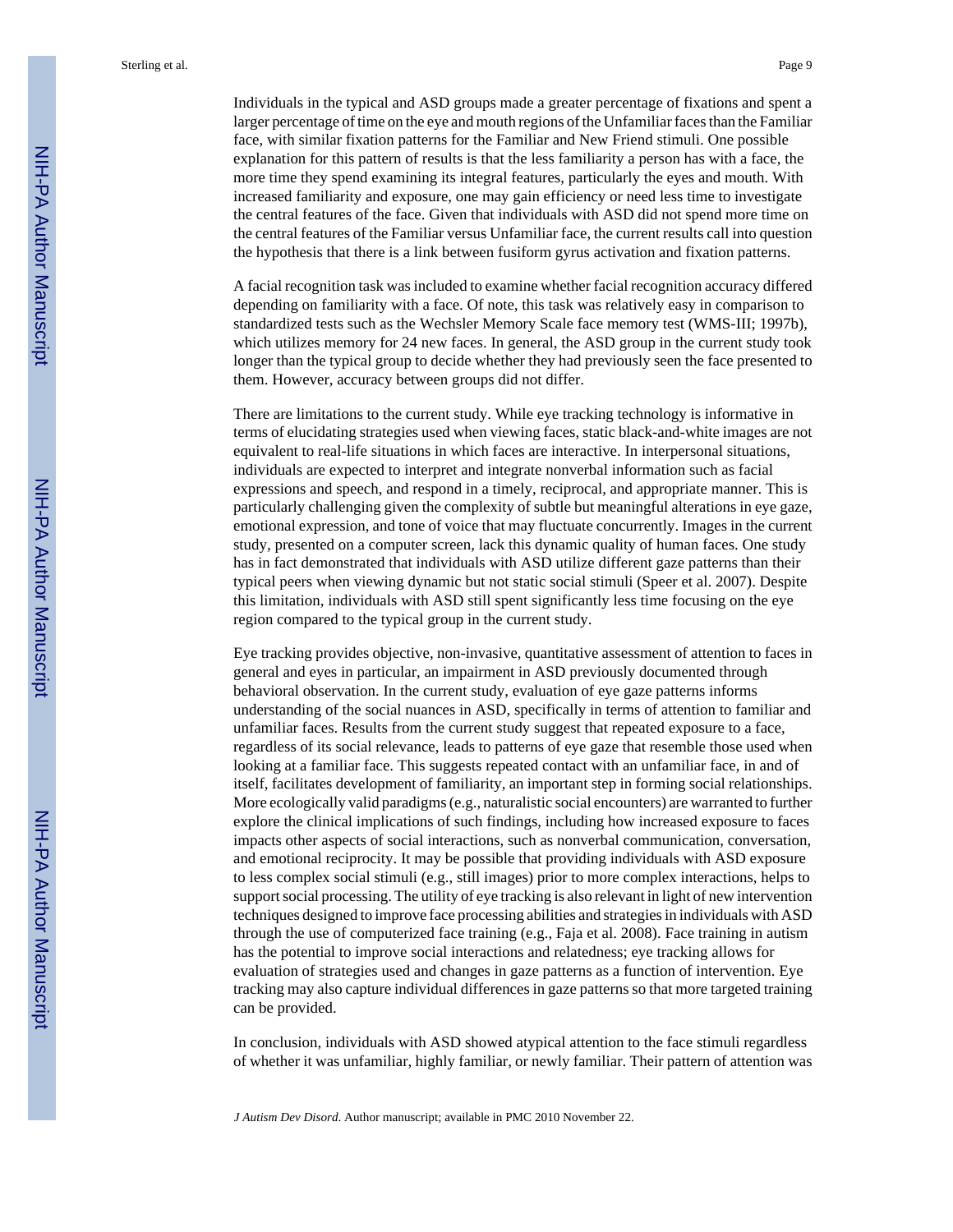Individuals in the typical and ASD groups made a greater percentage of fixations and spent a larger percentage of time on the eye and mouth regions of the Unfamiliar faces than the Familiar face, with similar fixation patterns for the Familiar and New Friend stimuli. One possible explanation for this pattern of results is that the less familiarity a person has with a face, the more time they spend examining its integral features, particularly the eyes and mouth. With increased familiarity and exposure, one may gain efficiency or need less time to investigate the central features of the face. Given that individuals with ASD did not spend more time on the central features of the Familiar versus Unfamiliar face, the current results call into question the hypothesis that there is a link between fusiform gyrus activation and fixation patterns.

A facial recognition task was included to examine whether facial recognition accuracy differed depending on familiarity with a face. Of note, this task was relatively easy in comparison to standardized tests such as the Wechsler Memory Scale face memory test (WMS-III; 1997b), which utilizes memory for 24 new faces. In general, the ASD group in the current study took longer than the typical group to decide whether they had previously seen the face presented to them. However, accuracy between groups did not differ.

There are limitations to the current study. While eye tracking technology is informative in terms of elucidating strategies used when viewing faces, static black-and-white images are not equivalent to real-life situations in which faces are interactive. In interpersonal situations, individuals are expected to interpret and integrate nonverbal information such as facial expressions and speech, and respond in a timely, reciprocal, and appropriate manner. This is particularly challenging given the complexity of subtle but meaningful alterations in eye gaze, emotional expression, and tone of voice that may fluctuate concurrently. Images in the current study, presented on a computer screen, lack this dynamic quality of human faces. One study has in fact demonstrated that individuals with ASD utilize different gaze patterns than their typical peers when viewing dynamic but not static social stimuli (Speer et al. 2007). Despite this limitation, individuals with ASD still spent significantly less time focusing on the eye region compared to the typical group in the current study.

Eye tracking provides objective, non-invasive, quantitative assessment of attention to faces in general and eyes in particular, an impairment in ASD previously documented through behavioral observation. In the current study, evaluation of eye gaze patterns informs understanding of the social nuances in ASD, specifically in terms of attention to familiar and unfamiliar faces. Results from the current study suggest that repeated exposure to a face, regardless of its social relevance, leads to patterns of eye gaze that resemble those used when looking at a familiar face. This suggests repeated contact with an unfamiliar face, in and of itself, facilitates development of familiarity, an important step in forming social relationships. More ecologically valid paradigms (e.g., naturalistic social encounters) are warranted to further explore the clinical implications of such findings, including how increased exposure to faces impacts other aspects of social interactions, such as nonverbal communication, conversation, and emotional reciprocity. It may be possible that providing individuals with ASD exposure to less complex social stimuli (e.g., still images) prior to more complex interactions, helps to support social processing. The utility of eye tracking is also relevant in light of new intervention techniques designed to improve face processing abilities and strategies in individuals with ASD through the use of computerized face training (e.g., Faja et al. 2008). Face training in autism has the potential to improve social interactions and relatedness; eye tracking allows for evaluation of strategies used and changes in gaze patterns as a function of intervention. Eye tracking may also capture individual differences in gaze patterns so that more targeted training can be provided.

In conclusion, individuals with ASD showed atypical attention to the face stimuli regardless of whether it was unfamiliar, highly familiar, or newly familiar. Their pattern of attention was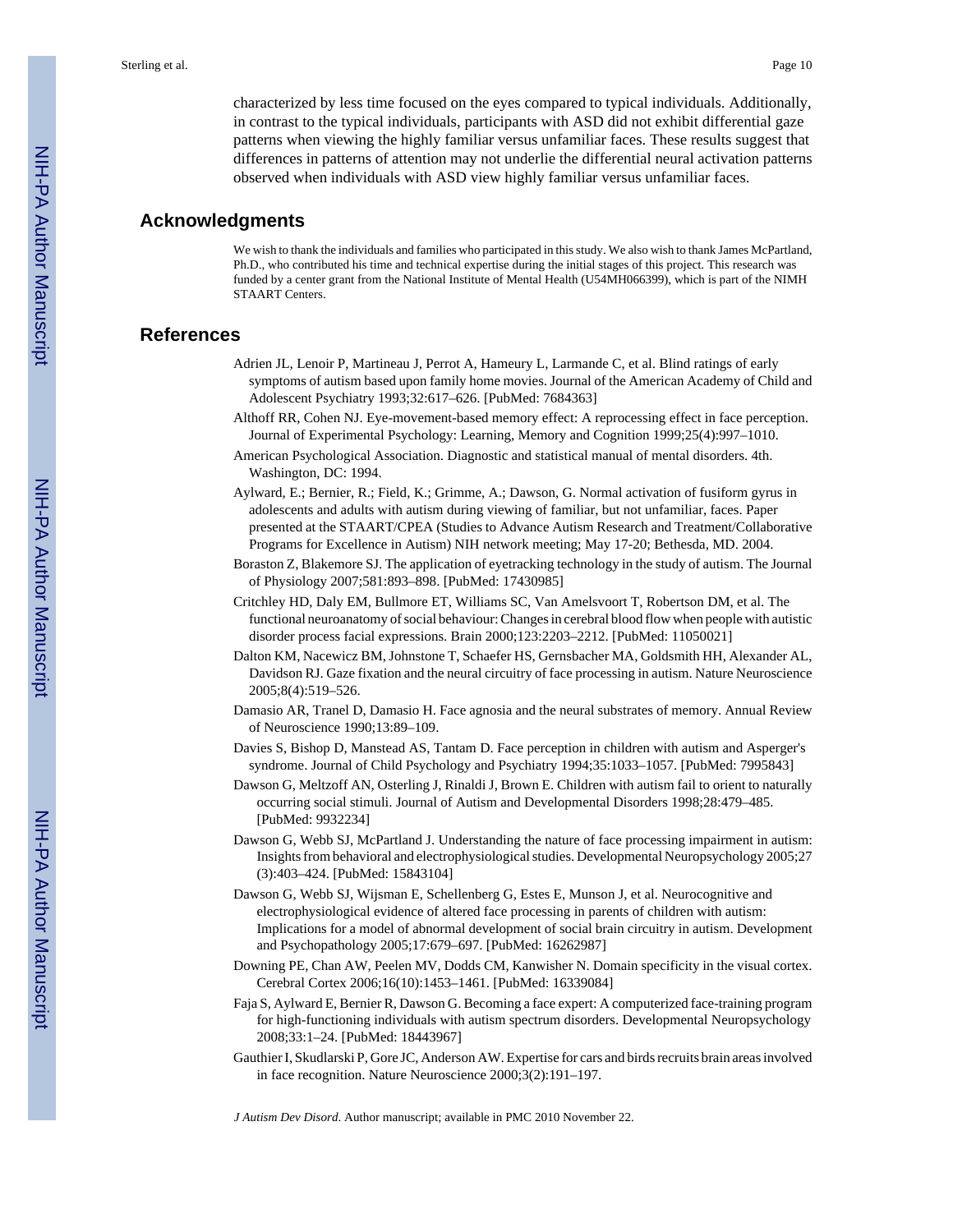characterized by less time focused on the eyes compared to typical individuals. Additionally, in contrast to the typical individuals, participants with ASD did not exhibit differential gaze patterns when viewing the highly familiar versus unfamiliar faces. These results suggest that differences in patterns of attention may not underlie the differential neural activation patterns observed when individuals with ASD view highly familiar versus unfamiliar faces.

## Acknowledgments

We wish to thank the individuals and families who participated in this study. We also wish to thank James McPartland, Ph.D., who contributed his time and technical expertise during the initial stages of this project. This research was funded by a center grant from the National Institute of Mental Health (U54MH066399), which is part of the NIMH STAART Centers.

## References

Adrien JL, Lenoir P, Martineau J, Perrot A, Hameury L, Larmande C, et al. Blind ratings of early symptoms of autism based upon family home movies. Journal of the American Academy of Child and Adolescent Psychiatry 1993;32:617–626. [PubMed: 7684363]

Althoff RR, Cohen NJ. Eye-movement-based memory effect: A reprocessing effect in face perception. Journal of Experimental Psychology: Learning, Memory and Cognition 1999;25(4):997–1010.

American Psychological Association. Diagnostic and statistical manual of mental disorders. 4th. Washington, DC: 1994.

Aylward, E.; Bernier, R.; Field, K.; Grimme, A.; Dawson, G. Normal activation of fusiform gyrus in adolescents and adults with autism during viewing of familiar, but not unfamiliar, faces. Paper presented at the STAART/CPEA (Studies to Advance Autism Research and Treatment/Collaborative Programs for Excellence in Autism) NIH network meeting; May 17-20; Bethesda, MD. 2004.

Boraston Z, Blakemore SJ. The application of eyetracking technology in the study of autism. The Journal of Physiology 2007;581:893–898. [PubMed: 17430985]

Critchley HD, Daly EM, Bullmore ET, Williams SC, Van Amelsvoort T, Robertson DM, et al. The functional neuroanatomy of social behaviour: Changes in cerebral blood flow when people with autistic disorder process facial expressions. Brain 2000;123:2203–2212. [PubMed: 11050021]

Dalton KM, Nacewicz BM, Johnstone T, Schaefer HS, Gernsbacher MA, Goldsmith HH, Alexander AL, Davidson RJ. Gaze fixation and the neural circuitry of face processing in autism. Nature Neuroscience 2005;8(4):519–526.

Damasio AR, Tranel D, Damasio H. Face agnosia and the neural substrates of memory. Annual Review of Neuroscience 1990;13:89–109.

Davies S, Bishop D, Manstead AS, Tantam D. Face perception in children with autism and Asperger's syndrome. Journal of Child Psychology and Psychiatry 1994;35:1033–1057. [PubMed: 7995843]

Dawson G, Meltzoff AN, Osterling J, Rinaldi J, Brown E. Children with autism fail to orient to naturally occurring social stimuli. Journal of Autism and Developmental Disorders 1998;28:479–485. [PubMed: 9932234]

Dawson G, Webb SJ, McPartland J. Understanding the nature of face processing impairment in autism: Insights from behavioral and electrophysiological studies. Developmental Neuropsychology 2005;27 (3):403–424. [PubMed: 15843104]

Dawson G, Webb SJ, Wijsman E, Schellenberg G, Estes E, Munson J, et al. Neurocognitive and electrophysiological evidence of altered face processing in parents of children with autism: Implications for a model of abnormal development of social brain circuitry in autism. Development and Psychopathology 2005;17:679–697. [PubMed: 16262987]

Downing PE, Chan AW, Peelen MV, Dodds CM, Kanwisher N. Domain specificity in the visual cortex. Cerebral Cortex 2006;16(10):1453–1461. [PubMed: 16339084]

Faja S, Aylward E, Bernier R, Dawson G. Becoming a face expert: A computerized face-training program for high-functioning individuals with autism spectrum disorders. Developmental Neuropsychology 2008;33:1–24. [PubMed: 18443967]

Gauthier I, Skudlarski P, Gore JC, Anderson AW. Expertise for cars and birds recruits brain areas involved in face recognition. Nature Neuroscience 2000;3(2):191–197.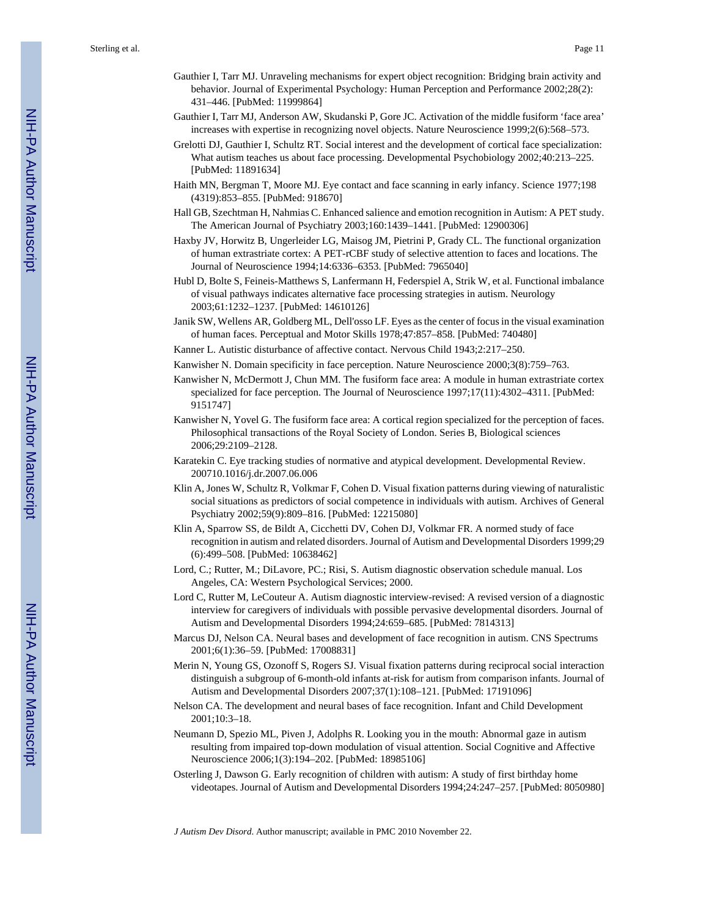Gauthier I, Tarr MJ. Unraveling mechanisms for expert object recognition: Bridging brain activity and behavior. Journal of Experimental Psychology: Human Perception and Performance 2002;28(2): 431–446. [PubMed: 11999864]

Gauthier I, Tarr MJ, Anderson AW, Skudanski P, Gore JC. Activation of the middle fusiform 'face area' increases with expertise in recognizing novel objects. Nature Neuroscience 1999;2(6):568–573.

Grelotti DJ, Gauthier I, Schultz RT. Social interest and the development of cortical face specialization: What autism teaches us about face processing. Developmental Psychobiology 2002;40:213–225. [PubMed: 11891634]

Haith MN, Bergman T, Moore MJ. Eye contact and face scanning in early infancy. Science 1977;198 (4319):853–855. [PubMed: 918670]

Hall GB, Szechtman H, Nahmias C. Enhanced salience and emotion recognition in Autism: A PET study. The American Journal of Psychiatry 2003;160:1439–1441. [PubMed: 12900306]

Haxby JV, Horwitz B, Ungerleider LG, Maisog JM, Pietrini P, Grady CL. The functional organization of human extrastriate cortex: A PET-rCBF study of selective attention to faces and locations. The Journal of Neuroscience 1994;14:6336–6353. [PubMed: 7965040]

Hubl D, Bolte S, Feineis-Matthews S, Lanfermann H, Federspiel A, Strik W, et al. Functional imbalance of visual pathways indicates alternative face processing strategies in autism. Neurology 2003;61:1232–1237. [PubMed: 14610126]

Janik SW, Wellens AR, Goldberg ML, Dell'osso LF. Eyes as the center of focus in the visual examination of human faces. Perceptual and Motor Skills 1978;47:857–858. [PubMed: 740480]

Kanner L. Autistic disturbance of affective contact. Nervous Child 1943;2:217–250.

Kanwisher N. Domain specificity in face perception. Nature Neuroscience 2000;3(8):759–763.

Kanwisher N, McDermott J, Chun MM. The fusiform face area: A module in human extrastriate cortex specialized for face perception. The Journal of Neuroscience 1997;17(11):4302–4311. [PubMed: 9151747]

Kanwisher N, Yovel G. The fusiform face area: A cortical region specialized for the perception of faces. Philosophical transactions of the Royal Society of London. Series B, Biological sciences 2006;29:2109–2128.

Karatekin C. Eye tracking studies of normative and atypical development. Developmental Review. 200710.1016/j.dr.2007.06.006

Klin A, Jones W, Schultz R, Volkmar F, Cohen D. Visual fixation patterns during viewing of naturalistic social situations as predictors of social competence in individuals with autism. Archives of General Psychiatry 2002;59(9):809–816. [PubMed: 12215080]

Klin A, Sparrow SS, de Bildt A, Cicchetti DV, Cohen DJ, Volkmar FR. A normed study of face recognition in autism and related disorders. Journal of Autism and Developmental Disorders 1999;29 (6):499–508. [PubMed: 10638462]

Lord, C.; Rutter, M.; DiLavore, PC.; Risi, S. Autism diagnostic observation schedule manual. Los Angeles, CA: Western Psychological Services; 2000.

Lord C, Rutter M, LeCouteur A. Autism diagnostic interview-revised: A revised version of a diagnostic interview for caregivers of individuals with possible pervasive developmental disorders. Journal of Autism and Developmental Disorders 1994;24:659–685. [PubMed: 7814313]

Marcus DJ, Nelson CA. Neural bases and development of face recognition in autism. CNS Spectrums 2001;6(1):36–59. [PubMed: 17008831]

Merin N, Young GS, Ozonoff S, Rogers SJ. Visual fixation patterns during reciprocal social interaction distinguish a subgroup of 6-month-old infants at-risk for autism from comparison infants. Journal of Autism and Developmental Disorders 2007;37(1):108–121. [PubMed: 17191096]

Nelson CA. The development and neural bases of face recognition. Infant and Child Development 2001;10:3–18.

Neumann D, Spezio ML, Piven J, Adolphs R. Looking you in the mouth: Abnormal gaze in autism resulting from impaired top-down modulation of visual attention. Social Cognitive and Affective Neuroscience 2006;1(3):194–202. [PubMed: 18985106]

Osterling J, Dawson G. Early recognition of children with autism: A study of first birthday home videotapes. Journal of Autism and Developmental Disorders 1994;24:247–257. [PubMed: 8050980]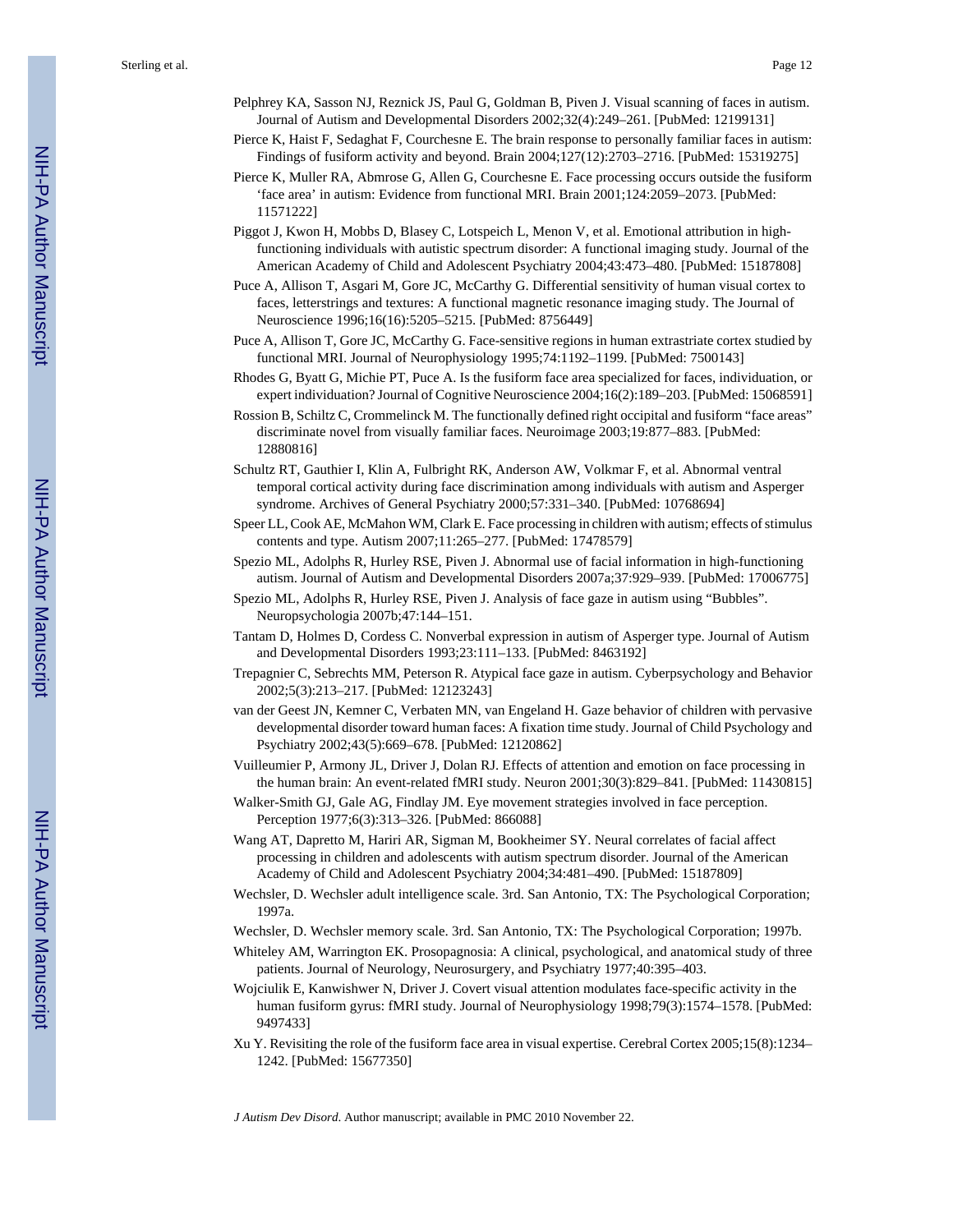Pelphrey KA, Sasson NJ, Reznick JS, Paul G, Goldman B, Piven J. Visual scanning of faces in autism. Journal of Autism and Developmental Disorders 2002;32(4):249–261. [PubMed: 12199131]

Pierce K, Haist F, Sedaghat F, Courchesne E. The brain response to personally familiar faces in autism: Findings of fusiform activity and beyond. Brain 2004;127(12):2703–2716. [PubMed: 15319275]

Pierce K, Muller RA, Abmrose G, Allen G, Courchesne E. Face processing occurs outside the fusiform 'face area' in autism: Evidence from functional MRI. Brain 2001;124:2059–2073. [PubMed: 11571222]

Piggot J, Kwon H, Mobbs D, Blasey C, Lotspeich L, Menon V, et al. Emotional attribution in high-functioning individuals with autistic spectrum disorder: A functional imaging study. Journal of the American Academy of Child and Adolescent Psychiatry 2004;43:473–480. [PubMed: 15187808]

Puce A, Allison T, Asgari M, Gore JC, McCarthy G. Differential sensitivity of human visual cortex to faces, letterstrings and textures: A functional magnetic resonance imaging study. The Journal of Neuroscience 1996;16(16):5205–5215. [PubMed: 8756449]

Puce A, Allison T, Gore JC, McCarthy G. Face-sensitive regions in human extrastriate cortex studied by functional MRI. Journal of Neurophysiology 1995;74:1192–1199. [PubMed: 7500143]

Rhodes G, Byatt G, Michie PT, Puce A. Is the fusiform face area specialized for faces, individuation, or expert individuation? Journal of Cognitive Neuroscience 2004;16(2):189–203. [PubMed: 15068591]

Rossion B, Schiltz C, Crommelinck M. The functionally defined right occipital and fusiform "face areas" discriminate novel from visually familiar faces. Neuroimage 2003;19:877–883. [PubMed: 12880816]

Schultz RT, Gauthier I, Klin A, Fulbright RK, Anderson AW, Volkmar F, et al. Abnormal ventral temporal cortical activity during face discrimination among individuals with autism and Asperger syndrome. Archives of General Psychiatry 2000;57:331–340. [PubMed: 10768694]

Speer LL, Cook AE, McMahon WM, Clark E. Face processing in children with autism; effects of stimulus contents and type. Autism 2007;11:265–277. [PubMed: 17478579]

Spezio ML, Adolphs R, Hurley RSE, Piven J. Abnormal use of facial information in high-functioning autism. Journal of Autism and Developmental Disorders 2007a;37:929–939. [PubMed: 17006775]

Spezio ML, Adolphs R, Hurley RSE, Piven J. Analysis of face gaze in autism using "Bubbles". Neuropsychologia 2007b;47:144–151.

Tantam D, Holmes D, Cordess C. Nonverbal expression in autism of Asperger type. Journal of Autism and Developmental Disorders 1993;23:111–133. [PubMed: 8463192]

Trepagnier C, Sebrechts MM, Peterson R. Atypical face gaze in autism. Cyberpsychology and Behavior 2002;5(3):213–217. [PubMed: 12123243]

van der Geest JN, Kemner C, Verbaten MN, van Engeland H. Gaze behavior of children with pervasive developmental disorder toward human faces: A fixation time study. Journal of Child Psychology and Psychiatry 2002;43(5):669–678. [PubMed: 12120862]

Vuilleumier P, Armony JL, Driver J, Dolan RJ. Effects of attention and emotion on face processing in the human brain: An event-related fMRI study. Neuron 2001;30(3):829–841. [PubMed: 11430815]

Walker-Smith GJ, Gale AG, Findlay JM. Eye movement strategies involved in face perception. Perception 1977;6(3):313–326. [PubMed: 866088]

Wang AT, Dapretto M, Hariri AR, Sigman M, Bookheimer SY. Neural correlates of facial affect processing in children and adolescents with autism spectrum disorder. Journal of the American Academy of Child and Adolescent Psychiatry 2004;34:481–490. [PubMed: 15187809]

Wechsler, D. Wechsler adult intelligence scale. 3rd. San Antonio, TX: The Psychological Corporation; 1997a.

Wechsler, D. Wechsler memory scale. 3rd. San Antonio, TX: The Psychological Corporation; 1997b.

Whiteley AM, Warrington EK. Prosopagnosia: A clinical, psychological, and anatomical study of three patients. Journal of Neurology, Neurosurgery, and Psychiatry 1977;40:395–403.

Wojciulik E, Kanwishwer N, Driver J. Covert visual attention modulates face-specific activity in the human fusiform gyrus: fMRI study. Journal of Neurophysiology 1998;79(3):1574–1578. [PubMed: 9497433]

Xu Y. Revisiting the role of the fusiform face area in visual expertise. Cerebral Cortex 2005;15(8):1234–1242. [PubMed: 15677350]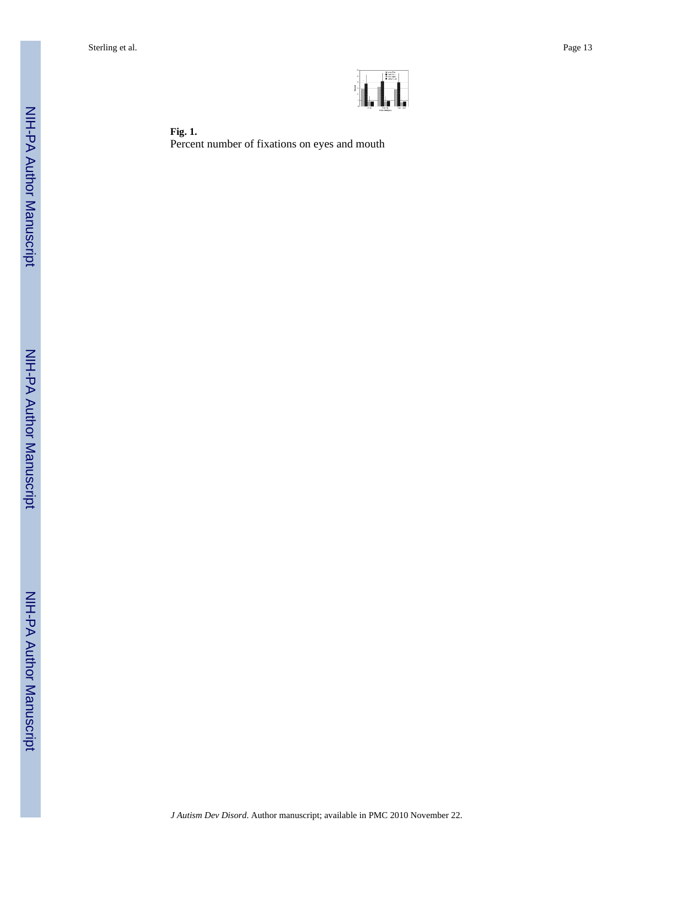**Fig. 1.**

Percent number of fixations on eyes and mouth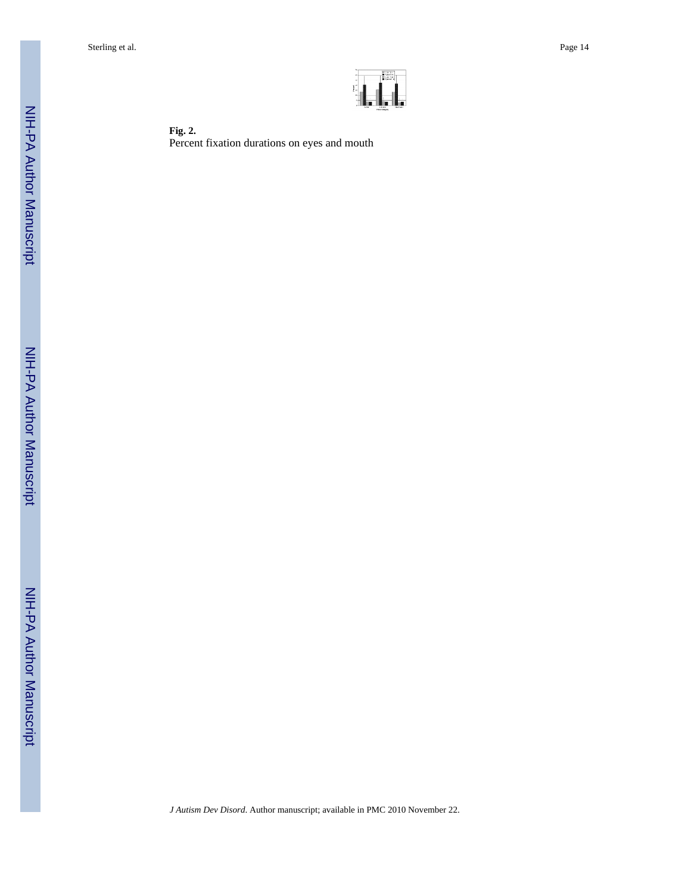**Fig. 2.**

Percent fixation durations on eyes and mouth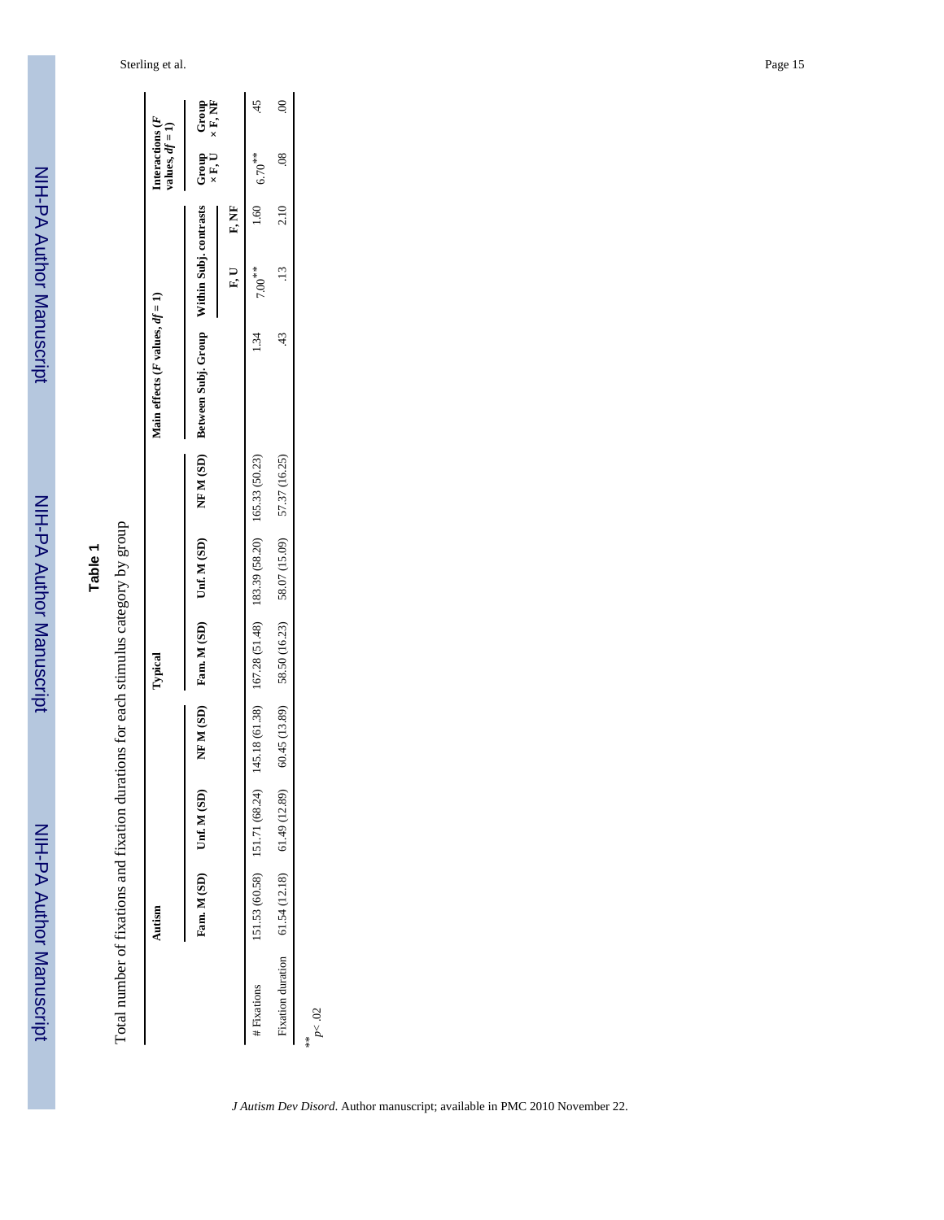## Table 1

Total number of fixations and fixation durations for each stimulus category by group

| | Autism | | | Typical | | | Main effects (*F* values, *df* = 1) | | | Interactions (*F* values, *df* = 1) | |
|---|---|---|---|---|---|---|---|---|---|---|---|
| | | | | | | | Between Subj. Group | Within Subj. contrasts | | | |
| | Fam. M (SD) | Unf. M (SD) | NF M (SD) | Fam. M (SD) | Unf. M (SD) | NF M (SD) | | F, U | F, NF | Group × F, U | Group × F, NF |
| # Fixations | 151.53 (60.58) | 151.71 (68.24) | 145.18 (61.38) | 167.28 (51.48) | 183.39 (58.20) | 165.33 (50.23) | 1.34 | 7.00** | 1.60 | 6.70** | .45 |
| Fixation duration | 61.54 (12.18) | 61.49 (12.89) | 60.45 (13.89) | 58.50 (16.23) | 58.07 (15.09) | 57.37 (16.25) | .43 | .13 | 2.10 | .08 | .00 |

** $p < .02$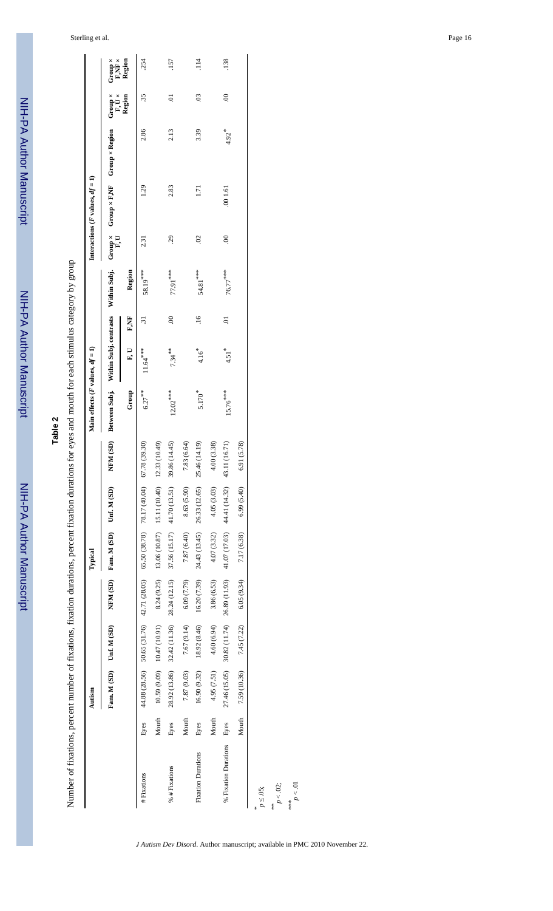**Table 2**

Number of fixations, percent number of fixations, fixation durations, percent fixation durations for eyes and mouth for each stimulus category by group

| | | Autism | | | Typical | | | Main effects (F values, df = 1) | | | | Interactions (F values, df = 1) | | | | |
|---|---|---|---|---|---|---|---|---|---|---|---|---|---|---|---|---|
| | | Fam. M (SD) | Unf. M (SD) | NFM (SD) | Fam. M (SD) | Unf. M (SD) | NFM (SD) | Between Subj. | Within Subj. contrasts | | Within Subj. | Group × F, U | Group × F,NF | Group × Region | Group × F, U × Region | Group × F,NF × Region |
| | | | | | | | | Group | F, U | F,NF | Region | | | | | |
| # Fixations | Eyes | 44.88 (28.56) | 50.65 (31.76) | 42.71 (28.05) | 65.50 (38.78) | 78.17 (40.04) | 67.78 (39.30) | $6.27^{**}$ | $11.64^{***}$ | .31 | $58.19^{***}$ | 2.31 | 1.29 | 2.86 | .35 | .254 |
| | Mouth | 10.59 (9.09) | 10.47 (10.91) | 8.24 (9.25) | 13.06 (10.87) | 15.11 (10.40) | 12.33 (10.49) | | | | | | | | | |
| % # Fixations | Eyes | 28.92 (13.86) | 32.42 (11.36) | 28.24 (12.15) | 37.56 (15.17) | 41.70 (13.51) | 39.86 (14.45) | $12.02^{***}$ | $7.34^{**}$ | .00 | $77.91^{***}$ | .29 | 2.83 | 2.13 | .01 | .157 |
| | Mouth | 7.87 (9.03) | 7.67 (9.14) | 6.09 (7.79) | 7.87 (6.40) | 8.63 (5.90) | 7.83 (6.64) | | | | | | | | | |
| Fixation Durations | Eyes | 16.90 (9.32) | 18.92 (8.46) | 16.20 (7.39) | 24.43 (13.45) | 26.33 (12.65) | 25.46 (14.19) | $5.170^{*}$ | $4.16^{*}$ | .16 | $54.81^{***}$ | .02 | 1.71 | 3.39 | .03 | .114 |
| | Mouth | 4.95 (7.51) | 4.60 (6.94) | 3.86 (6.53) | 4.07 (3.32) | 4.05 (3.03) | 4.00 (3.38) | | | | | | | | | |
| % Fixation Durations | Eyes | 27.46 (15.05) | 30.82 (11.74) | 26.89 (11.93) | 41.07 (17.03) | 44.41 (14.32) | 43.11 (16.71) | $15.76^{***}$ | $4.51^{*}$ | .01 | $76.77^{***}$ | .00 | .00 1.61 | $4.92^{*}$ | .00 | .138 |
| | Mouth | 7.59 (10.36) | 7.45 (7.22) | 6.05 (9.34) | 7.17 (6.38) | 6.99 (5.40) | 6.91 (5.78) | | | | | | | | | |

\* $p \leq .05$;

\*\* $p < .02$;

\*\*\* $p < .01$